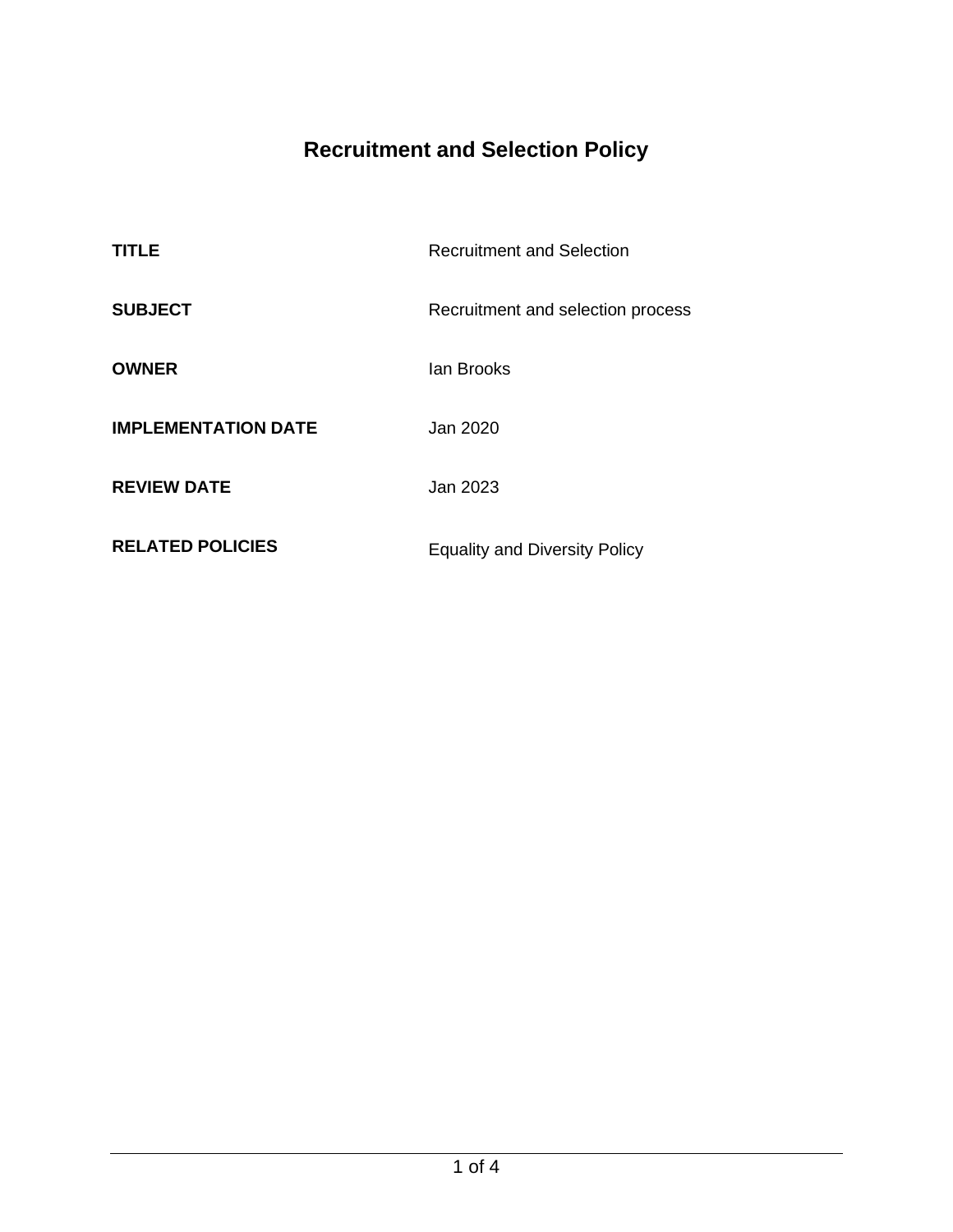# Recruitment and Selection Policy

| | |
|---|---|
| **TITLE** | Recruitment and Selection |
| **SUBJECT** | Recruitment and selection process |
| **OWNER** | Ian Brooks |
| **IMPLEMENTATION DATE** | Jan 2020 |
| **REVIEW DATE** | Jan 2023 |
| **RELATED POLICIES** | Equality and Diversity Policy |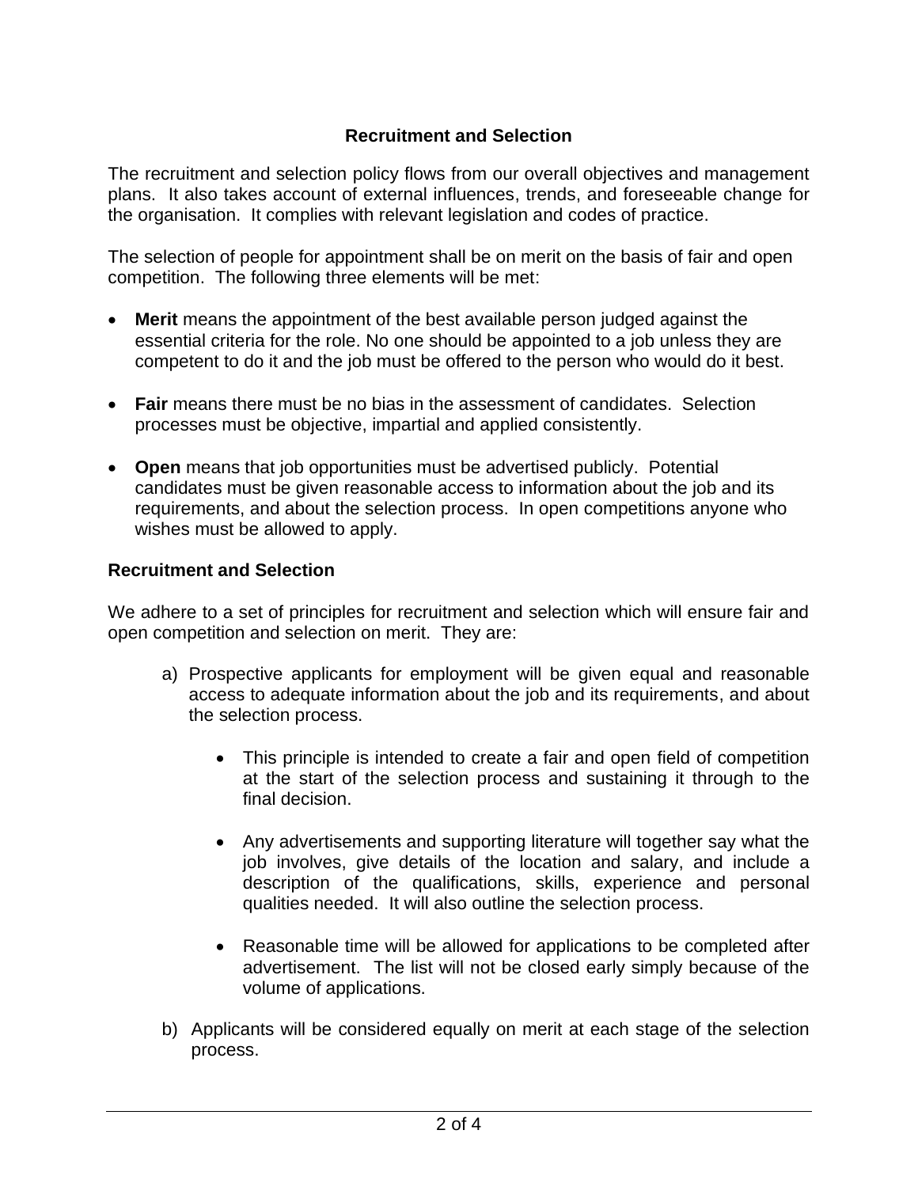## Recruitment and Selection

The recruitment and selection policy flows from our overall objectives and management plans. It also takes account of external influences, trends, and foreseeable change for the organisation. It complies with relevant legislation and codes of practice.

The selection of people for appointment shall be on merit on the basis of fair and open competition. The following three elements will be met:

- **Merit** means the appointment of the best available person judged against the essential criteria for the role. No one should be appointed to a job unless they are competent to do it and the job must be offered to the person who would do it best.

- **Fair** means there must be no bias in the assessment of candidates. Selection processes must be objective, impartial and applied consistently.

- **Open** means that job opportunities must be advertised publicly. Potential candidates must be given reasonable access to information about the job and its requirements, and about the selection process. In open competitions anyone who wishes must be allowed to apply.

### Recruitment and Selection

We adhere to a set of principles for recruitment and selection which will ensure fair and open competition and selection on merit. They are:

a) Prospective applicants for employment will be given equal and reasonable access to adequate information about the job and its requirements, and about the selection process.

   - This principle is intended to create a fair and open field of competition at the start of the selection process and sustaining it through to the final decision.

   - Any advertisements and supporting literature will together say what the job involves, give details of the location and salary, and include a description of the qualifications, skills, experience and personal qualities needed. It will also outline the selection process.

   - Reasonable time will be allowed for applications to be completed after advertisement. The list will not be closed early simply because of the volume of applications.

b) Applicants will be considered equally on merit at each stage of the selection process.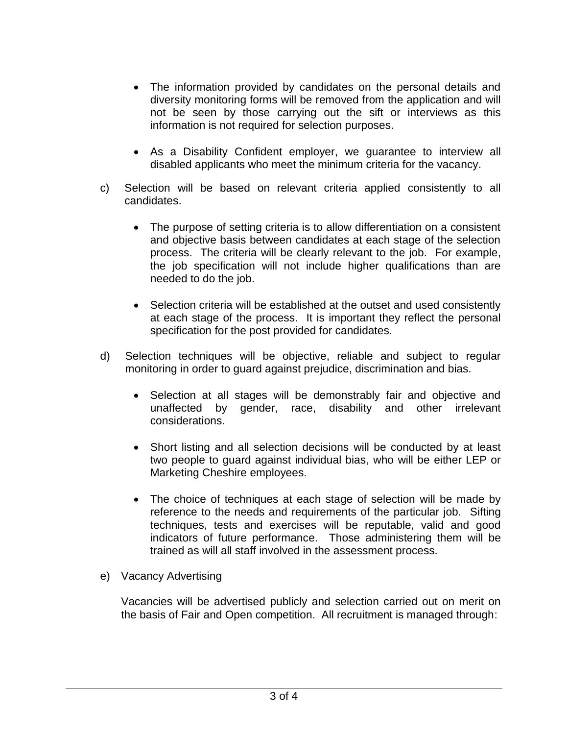- The information provided by candidates on the personal details and diversity monitoring forms will be removed from the application and will not be seen by those carrying out the sift or interviews as this information is not required for selection purposes.

- As a Disability Confident employer, we guarantee to interview all disabled applicants who meet the minimum criteria for the vacancy.

c) Selection will be based on relevant criteria applied consistently to all candidates.

- The purpose of setting criteria is to allow differentiation on a consistent and objective basis between candidates at each stage of the selection process. The criteria will be clearly relevant to the job. For example, the job specification will not include higher qualifications than are needed to do the job.

- Selection criteria will be established at the outset and used consistently at each stage of the process. It is important they reflect the personal specification for the post provided for candidates.

d) Selection techniques will be objective, reliable and subject to regular monitoring in order to guard against prejudice, discrimination and bias.

- Selection at all stages will be demonstrably fair and objective and unaffected by gender, race, disability and other irrelevant considerations.

- Short listing and all selection decisions will be conducted by at least two people to guard against individual bias, who will be either LEP or Marketing Cheshire employees.

- The choice of techniques at each stage of selection will be made by reference to the needs and requirements of the particular job. Sifting techniques, tests and exercises will be reputable, valid and good indicators of future performance. Those administering them will be trained as will all staff involved in the assessment process.

e) Vacancy Advertising

Vacancies will be advertised publicly and selection carried out on merit on the basis of Fair and Open competition. All recruitment is managed through: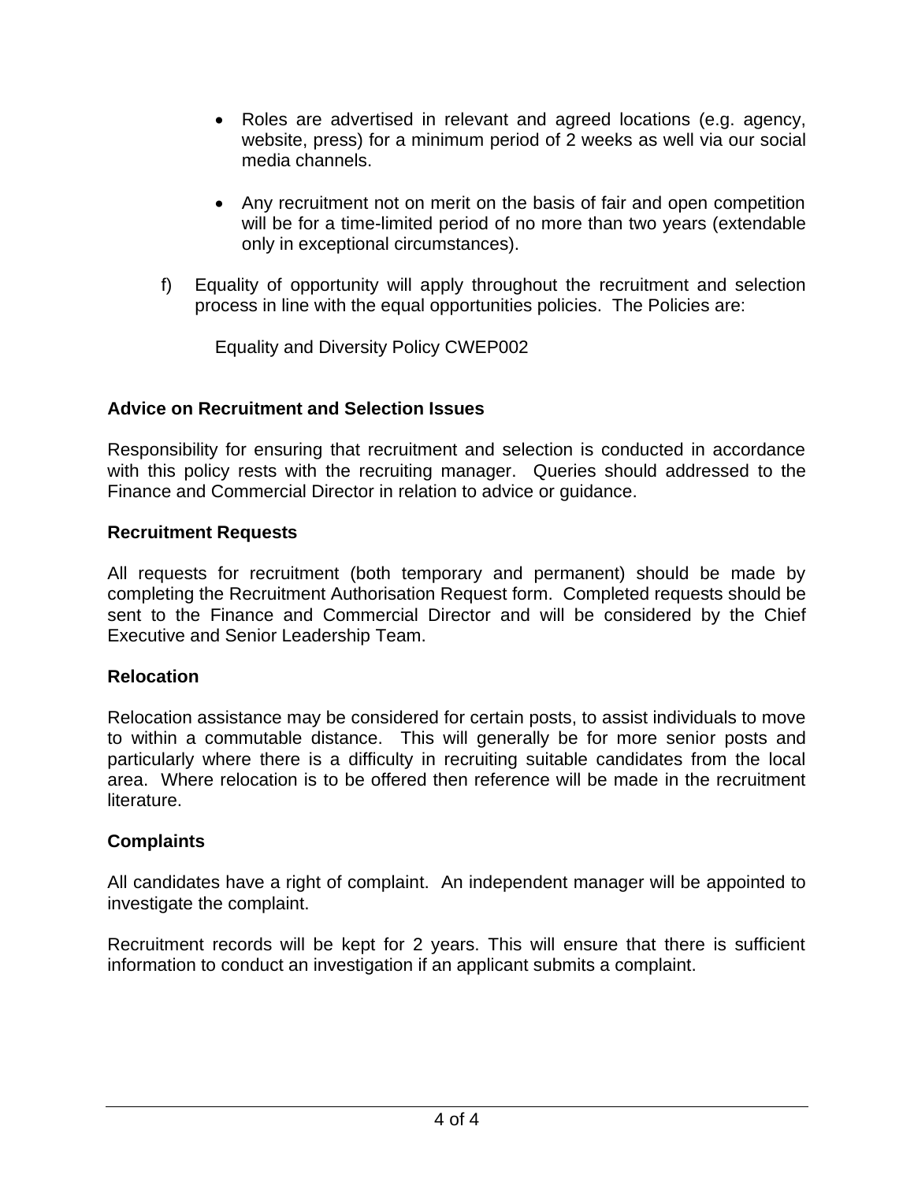- Roles are advertised in relevant and agreed locations (e.g. agency, website, press) for a minimum period of 2 weeks as well via our social media channels.

- Any recruitment not on merit on the basis of fair and open competition will be for a time-limited period of no more than two years (extendable only in exceptional circumstances).

f) Equality of opportunity will apply throughout the recruitment and selection process in line with the equal opportunities policies. The Policies are:

   Equality and Diversity Policy CWEP002

**Advice on Recruitment and Selection Issues**

Responsibility for ensuring that recruitment and selection is conducted in accordance with this policy rests with the recruiting manager. Queries should addressed to the Finance and Commercial Director in relation to advice or guidance.

**Recruitment Requests**

All requests for recruitment (both temporary and permanent) should be made by completing the Recruitment Authorisation Request form. Completed requests should be sent to the Finance and Commercial Director and will be considered by the Chief Executive and Senior Leadership Team.

**Relocation**

Relocation assistance may be considered for certain posts, to assist individuals to move to within a commutable distance. This will generally be for more senior posts and particularly where there is a difficulty in recruiting suitable candidates from the local area. Where relocation is to be offered then reference will be made in the recruitment literature.

**Complaints**

All candidates have a right of complaint. An independent manager will be appointed to investigate the complaint.

Recruitment records will be kept for 2 years. This will ensure that there is sufficient information to conduct an investigation if an applicant submits a complaint.